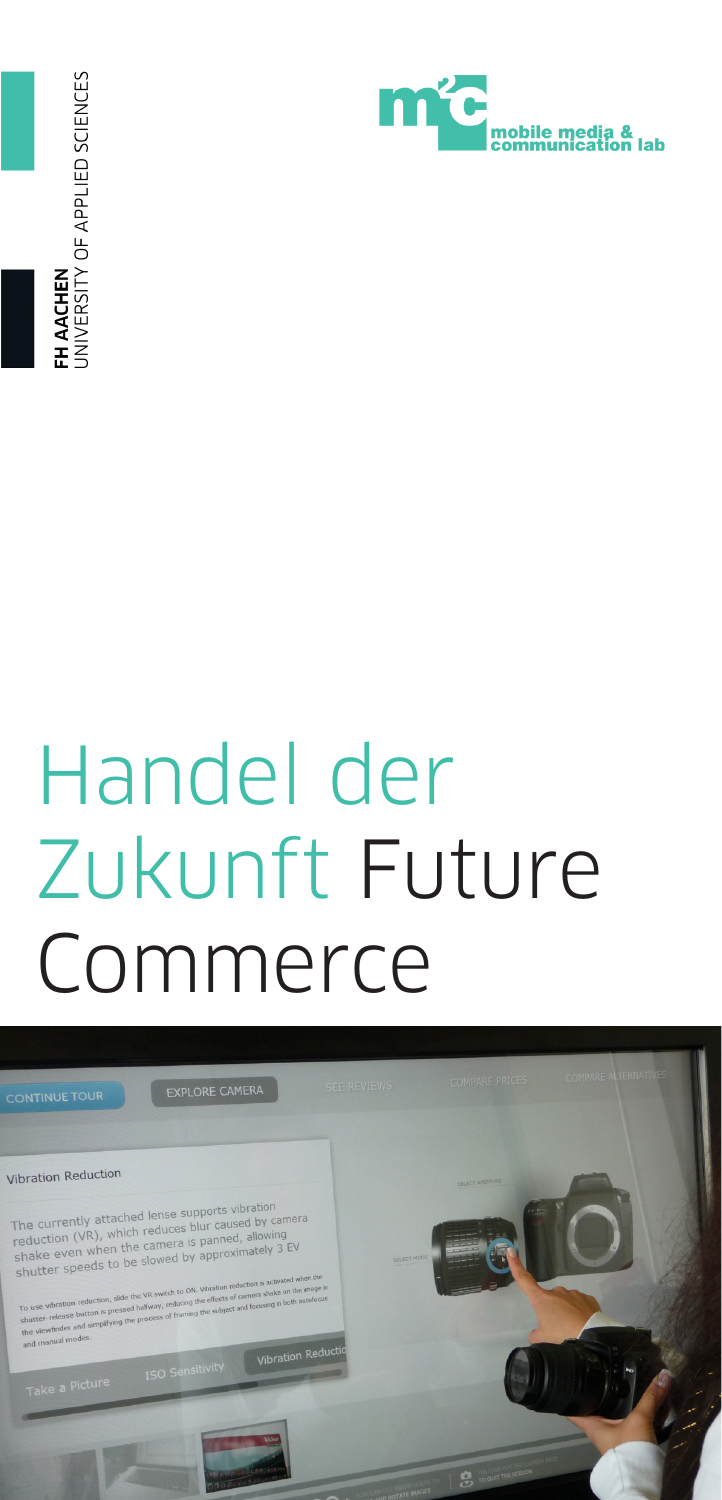FH AACHEN
UNIVERSITY OF APPLIED SCIENCES

mobile media & communication lab

# Handel der Zukunft Future Commerce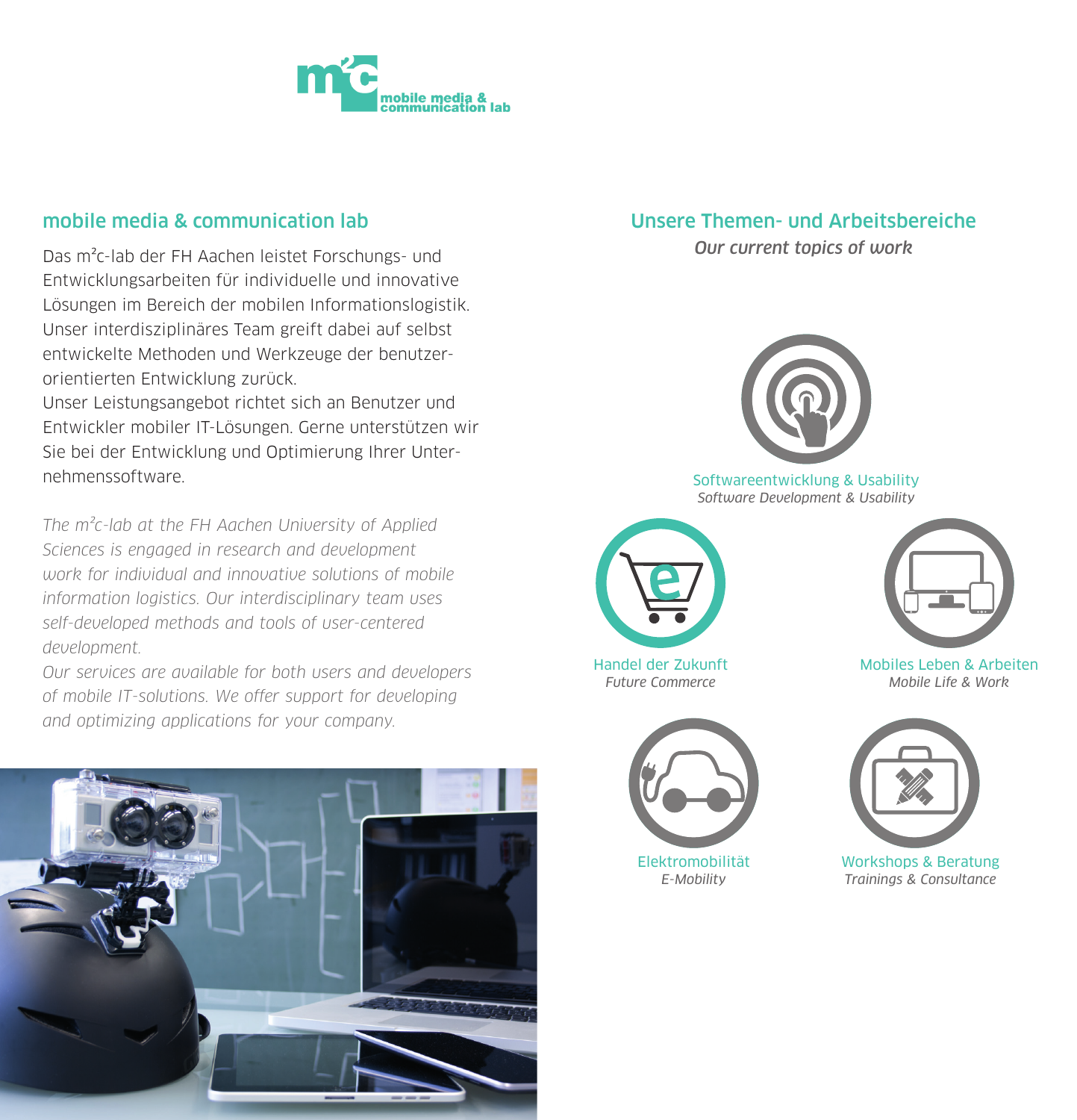m²c mobile media & communication lab

## mobile media & communication lab

Das m²c-lab der FH Aachen leistet Forschungs- und Entwicklungsarbeiten für individuelle und innovative Lösungen im Bereich der mobilen Informationslogistik. Unser interdisziplinäres Team greift dabei auf selbst entwickelte Methoden und Werkzeuge der benutzerorientierten Entwicklung zurück.
Unser Leistungsangebot richtet sich an Benutzer und Entwickler mobiler IT-Lösungen. Gerne unterstützen wir Sie bei der Entwicklung und Optimierung Ihrer Unternehmenssoftware.

*The m²c-lab at the FH Aachen University of Applied Sciences is engaged in research and development work for individual and innovative solutions of mobile information logistics. Our interdisciplinary team uses self-developed methods and tools of user-centered development.*
*Our services are available for both users and developers of mobile IT-solutions. We offer support for developing and optimizing applications for your company.*

## Unsere Themen- und Arbeitsbereiche

*Our current topics of work*

Softwareentwicklung & Usability
*Software Development & Usability*

Handel der Zukunft
*Future Commerce*

Mobiles Leben & Arbeiten
*Mobile Life & Work*

Elektromobilität
*E-Mobility*

Workshops & Beratung
*Trainings & Consultance*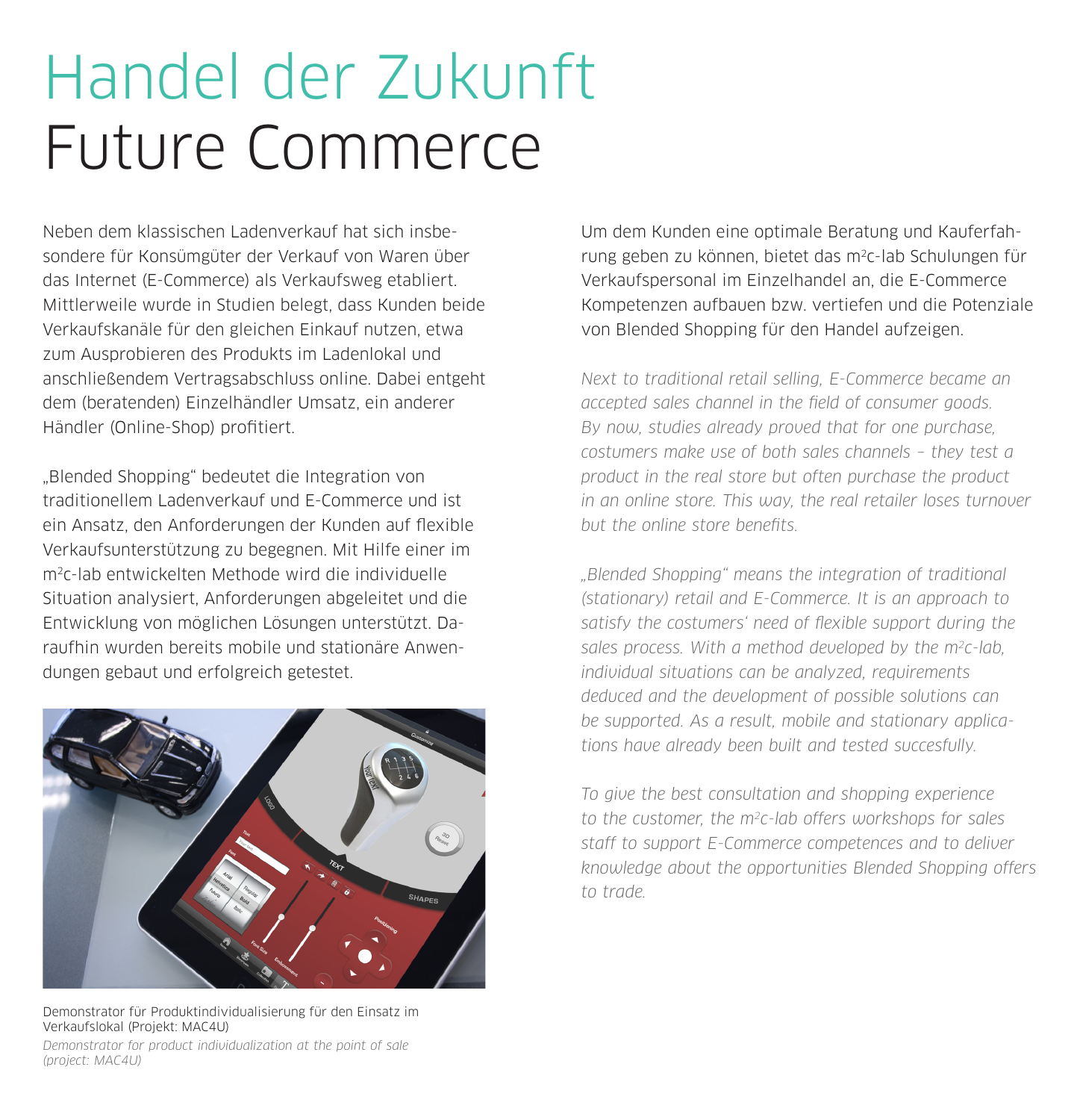# Handel der Zukunft
# Future Commerce

Neben dem klassischen Ladenverkauf hat sich insbesondere für Konsümgüter der Verkauf von Waren über das Internet (E-Commerce) als Verkaufsweg etabliert. Mittlerweile wurde in Studien belegt, dass Kunden beide Verkaufskanäle für den gleichen Einkauf nutzen, etwa zum Ausprobieren des Produkts im Ladenlokal und anschließendem Vertragsabschluss online. Dabei entgeht dem (beratenden) Einzelhändler Umsatz, ein anderer Händler (Online-Shop) profitiert.

„Blended Shopping" bedeutet die Integration von traditionellem Ladenverkauf und E-Commerce und ist ein Ansatz, den Anforderungen der Kunden auf flexible Verkaufsunterstützung zu begegnen. Mit Hilfe einer im m²c-lab entwickelten Methode wird die individuelle Situation analysiert, Anforderungen abgeleitet und die Entwicklung von möglichen Lösungen unterstützt. Daraufhin wurden bereits mobile und stationäre Anwendungen gebaut und erfolgreich getestet.

Demonstrator für Produktindividualisierung für den Einsatz im Verkaufslokal (Projekt: MAC4U)
*Demonstrator for product individualization at the point of sale (project: MAC4U)*

Um dem Kunden eine optimale Beratung und Kauferfahrung geben zu können, bietet das m²c-lab Schulungen für Verkaufspersonal im Einzelhandel an, die E-Commerce Kompetenzen aufbauen bzw. vertiefen und die Potenziale von Blended Shopping für den Handel aufzeigen.

*Next to traditional retail selling, E-Commerce became an accepted sales channel in the field of consumer goods. By now, studies already proved that for one purchase, costumers make use of both sales channels – they test a product in the real store but often purchase the product in an online store. This way, the real retailer loses turnover but the online store benefits.*

*„Blended Shopping" means the integration of traditional (stationary) retail and E-Commerce. It is an approach to satisfy the costumers' need of flexible support during the sales process. With a method developed by the m²c-lab, individual situations can be analyzed, requirements deduced and the development of possible solutions can be supported. As a result, mobile and stationary applications have already been built and tested succesfully.*

*To give the best consultation and shopping experience to the customer, the m²c-lab offers workshops for sales staff to support E-Commerce competences and to deliver knowledge about the opportunities Blended Shopping offers to trade.*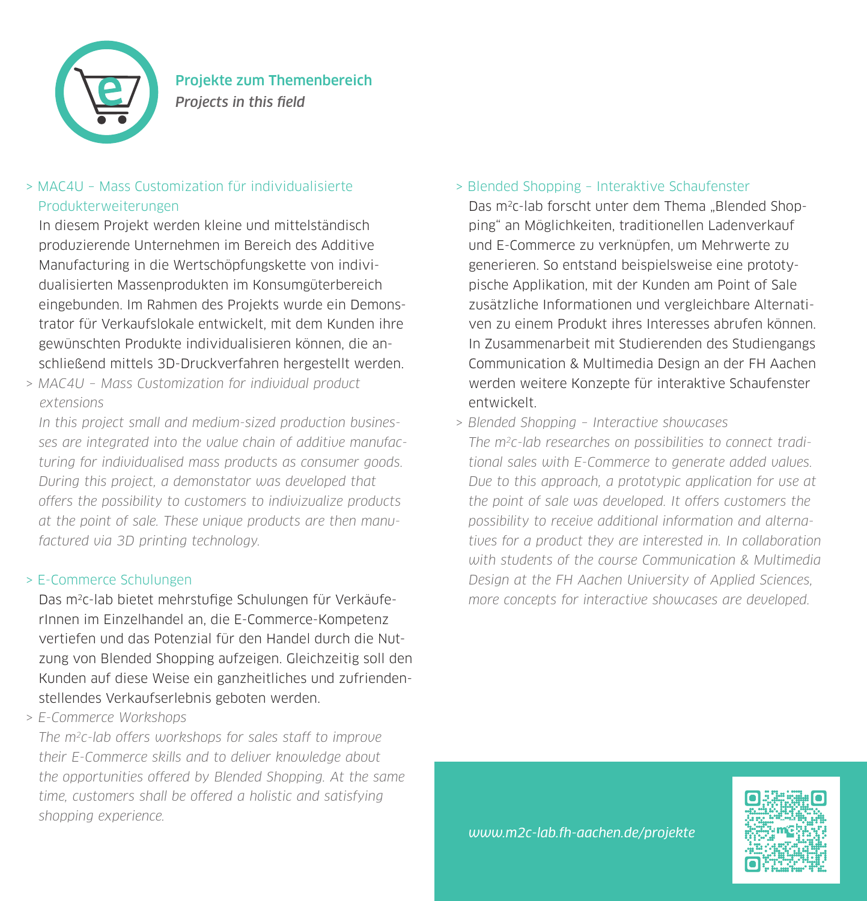## Projekte zum Themenbereich
### *Projects in this field*

> MAC4U – Mass Customization für individualisierte Produkterweiterungen

In diesem Projekt werden kleine und mittelständisch produzierende Unternehmen im Bereich des Additive Manufacturing in die Wertschöpfungskette von individualisierten Massenprodukten im Konsumgüterbereich eingebunden. Im Rahmen des Projekts wurde ein Demonstrator für Verkaufslokale entwickelt, mit dem Kunden ihre gewünschten Produkte individualisieren können, die anschließend mittels 3D-Druckverfahren hergestellt werden.

> *MAC4U – Mass Customization for individual product extensions*

*In this project small and medium-sized production businesses are integrated into the value chain of additive manufacturing for individualised mass products as consumer goods. During this project, a demonstator was developed that offers the possibility to customers to indivizualize products at the point of sale. These unique products are then manufactured via 3D printing technology.*

> E-Commerce Schulungen

Das m²c-lab bietet mehrstufige Schulungen für VerkäuferInnen im Einzelhandel an, die E-Commerce-Kompetenz vertiefen und das Potenzial für den Handel durch die Nutzung von Blended Shopping aufzeigen. Gleichzeitig soll den Kunden auf diese Weise ein ganzheitliches und zufriendenstellendes Verkaufserlebnis geboten werden.

> *E-Commerce Workshops*

*The m²c-lab offers workshops for sales staff to improve their E-Commerce skills and to deliver knowledge about the opportunities offered by Blended Shopping. At the same time, customers shall be offered a holistic and satisfying shopping experience.*

> Blended Shopping – Interaktive Schaufenster

Das m²c-lab forscht unter dem Thema „Blended Shopping“ an Möglichkeiten, traditionellen Ladenverkauf und E-Commerce zu verknüpfen, um Mehrwerte zu generieren. So entstand beispielsweise eine prototypische Applikation, mit der Kunden am Point of Sale zusätzliche Informationen und vergleichbare Alternativen zu einem Produkt ihres Interesses abrufen können. In Zusammenarbeit mit Studierenden des Studiengangs Communication & Multimedia Design an der FH Aachen werden weitere Konzepte für interaktive Schaufenster entwickelt.

> *Blended Shopping – Interactive showcases*

*The m²c-lab researches on possibilities to connect traditional sales with E-Commerce to generate added values. Due to this approach, a prototypic application for use at the point of sale was developed. It offers customers the possibility to receive additional information and alternatives for a product they are interested in. In collaboration with students of the course Communication & Multimedia Design at the FH Aachen University of Applied Sciences, more concepts for interactive showcases are developed.*

*www.m2c-lab.fh-aachen.de/projekte*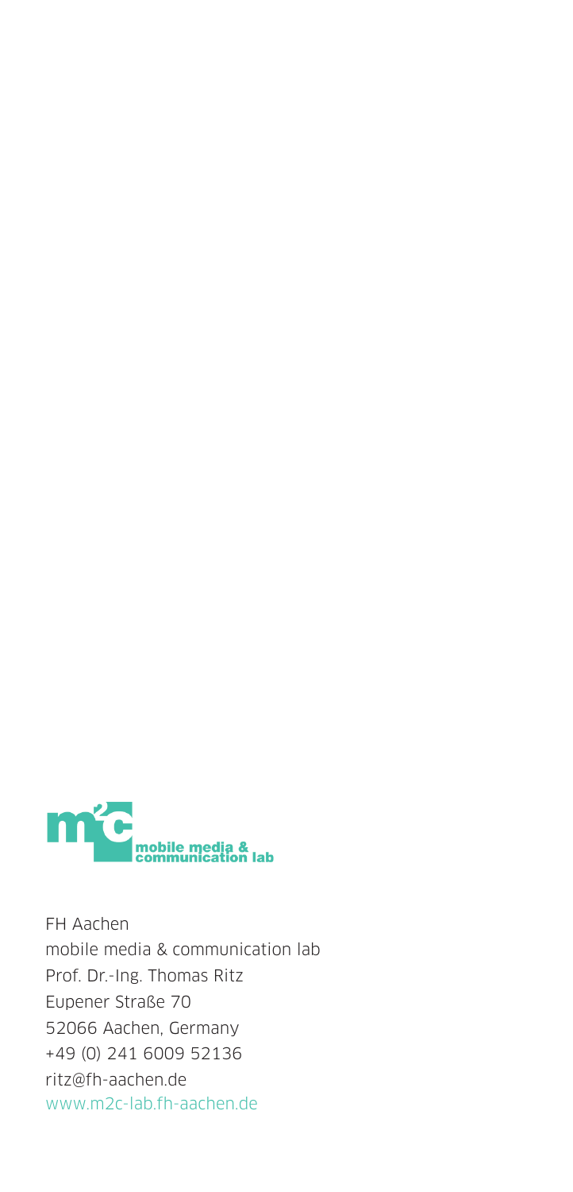mobile media & communication lab

FH Aachen
mobile media & communication lab
Prof. Dr.-Ing. Thomas Ritz
Eupener Straße 70
52066 Aachen, Germany
+49 (0) 241 6009 52136
ritz@fh-aachen.de
www.m2c-lab.fh-aachen.de